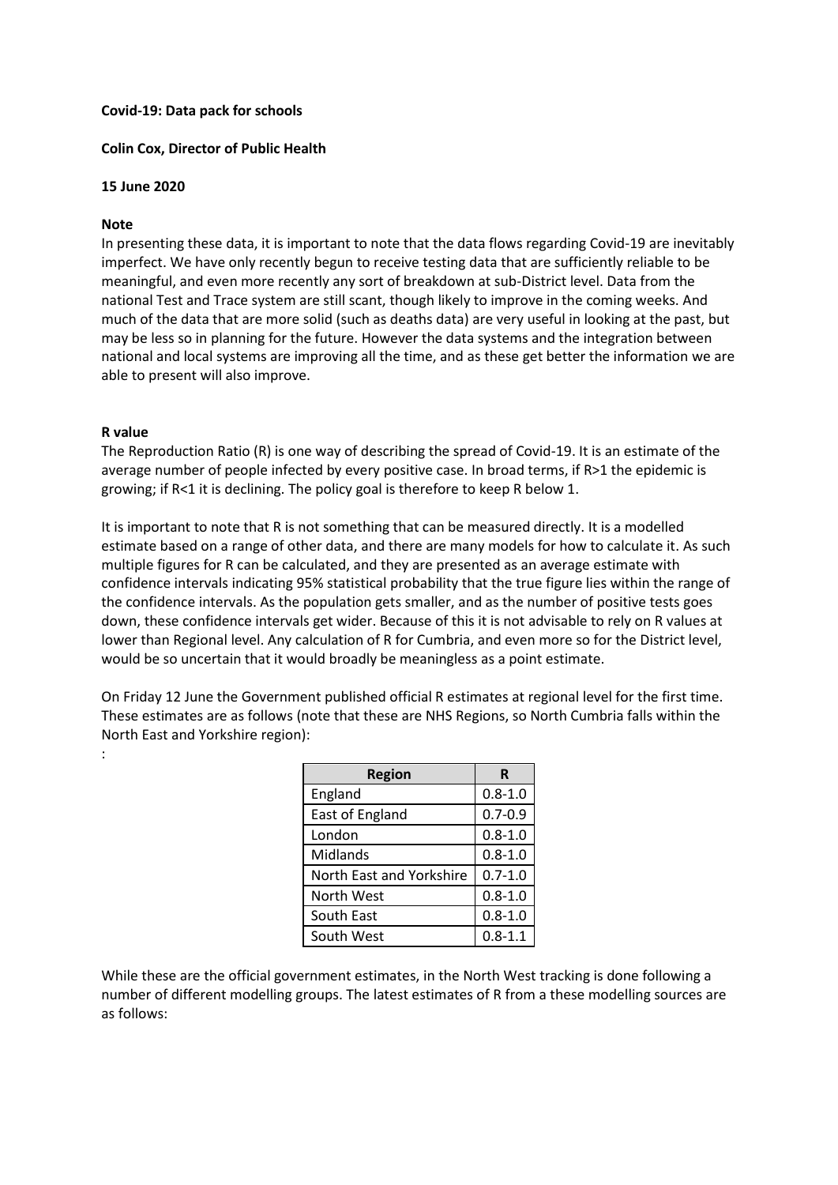**Covid-19: Data pack for schools**

**Colin Cox, Director of Public Health**

**15 June 2020**

**Note**

In presenting these data, it is important to note that the data flows regarding Covid-19 are inevitably imperfect. We have only recently begun to receive testing data that are sufficiently reliable to be meaningful, and even more recently any sort of breakdown at sub-District level. Data from the national Test and Trace system are still scant, though likely to improve in the coming weeks. And much of the data that are more solid (such as deaths data) are very useful in looking at the past, but may be less so in planning for the future. However the data systems and the integration between national and local systems are improving all the time, and as these get better the information we are able to present will also improve.

**R value**

The Reproduction Ratio (R) is one way of describing the spread of Covid-19. It is an estimate of the average number of people infected by every positive case. In broad terms, if R>1 the epidemic is growing; if R<1 it is declining. The policy goal is therefore to keep R below 1.

It is important to note that R is not something that can be measured directly. It is a modelled estimate based on a range of other data, and there are many models for how to calculate it. As such multiple figures for R can be calculated, and they are presented as an average estimate with confidence intervals indicating 95% statistical probability that the true figure lies within the range of the confidence intervals. As the population gets smaller, and as the number of positive tests goes down, these confidence intervals get wider. Because of this it is not advisable to rely on R values at lower than Regional level. Any calculation of R for Cumbria, and even more so for the District level, would be so uncertain that it would broadly be meaningless as a point estimate.

On Friday 12 June the Government published official R estimates at regional level for the first time. These estimates are as follows (note that these are NHS Regions, so North Cumbria falls within the North East and Yorkshire region):

:

| Region | R |
|---|---|
| England | 0.8-1.0 |
| East of England | 0.7-0.9 |
| London | 0.8-1.0 |
| Midlands | 0.8-1.0 |
| North East and Yorkshire | 0.7-1.0 |
| North West | 0.8-1.0 |
| South East | 0.8-1.0 |
| South West | 0.8-1.1 |

While these are the official government estimates, in the North West tracking is done following a number of different modelling groups. The latest estimates of R from a these modelling sources are as follows: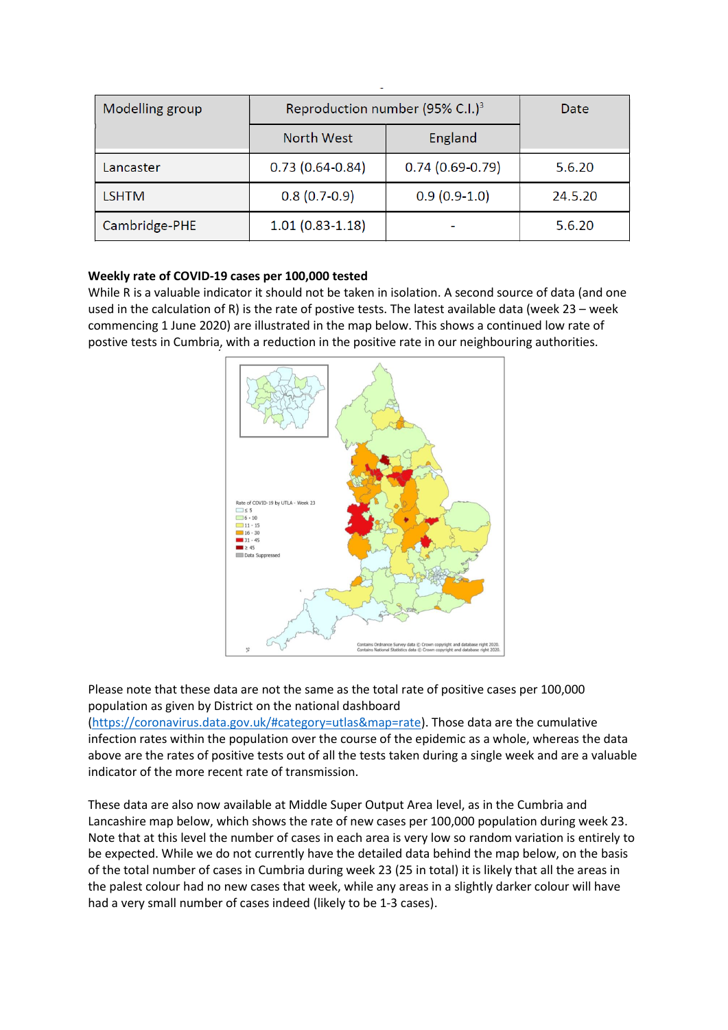| Modelling group | Reproduction number (95% C.I.)[3] | | Date |
|---|---|---|---|
| | North West | England | |
| Lancaster | 0.73 (0.64-0.84) | 0.74 (0.69-0.79) | 5.6.20 |
| LSHTM | 0.8 (0.7-0.9) | 0.9 (0.9-1.0) | 24.5.20 |
| Cambridge-PHE | 1.01 (0.83-1.18) | - | 5.6.20 |

**Weekly rate of COVID-19 cases per 100,000 tested**

While R is a valuable indicator it should not be taken in isolation. A second source of data (and one used in the calculation of R) is the rate of postive tests. The latest available data (week 23 – week commencing 1 June 2020) are illustrated in the map below. This shows a continued low rate of postive tests in Cumbria, with a reduction in the positive rate in our neighbouring authorities.

Please note that these data are not the same as the total rate of positive cases per 100,000 population as given by District on the national dashboard (https://coronavirus.data.gov.uk/#category=utlas&map=rate). Those data are the cumulative infection rates within the population over the course of the epidemic as a whole, whereas the data above are the rates of positive tests out of all the tests taken during a single week and are a valuable indicator of the more recent rate of transmission.

These data are also now available at Middle Super Output Area level, as in the Cumbria and Lancashire map below, which shows the rate of new cases per 100,000 population during week 23. Note that at this level the number of cases in each area is very low so random variation is entirely to be expected. While we do not currently have the detailed data behind the map below, on the basis of the total number of cases in Cumbria during week 23 (25 in total) it is likely that all the areas in the palest colour had no new cases that week, while any areas in a slightly darker colour will have had a very small number of cases indeed (likely to be 1-3 cases).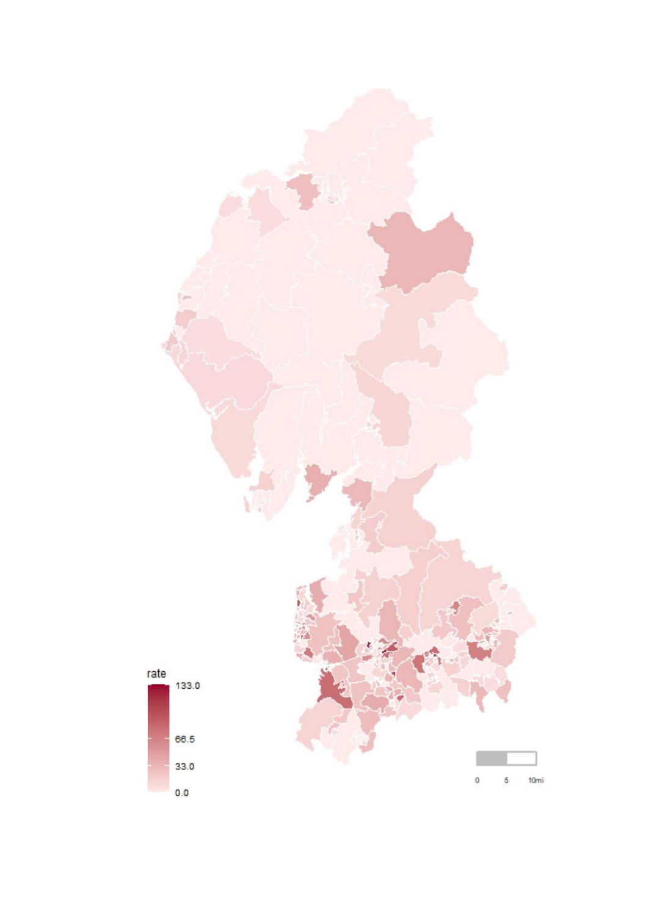rate

133.0

66.5

33.0

0.0

0 5 10mi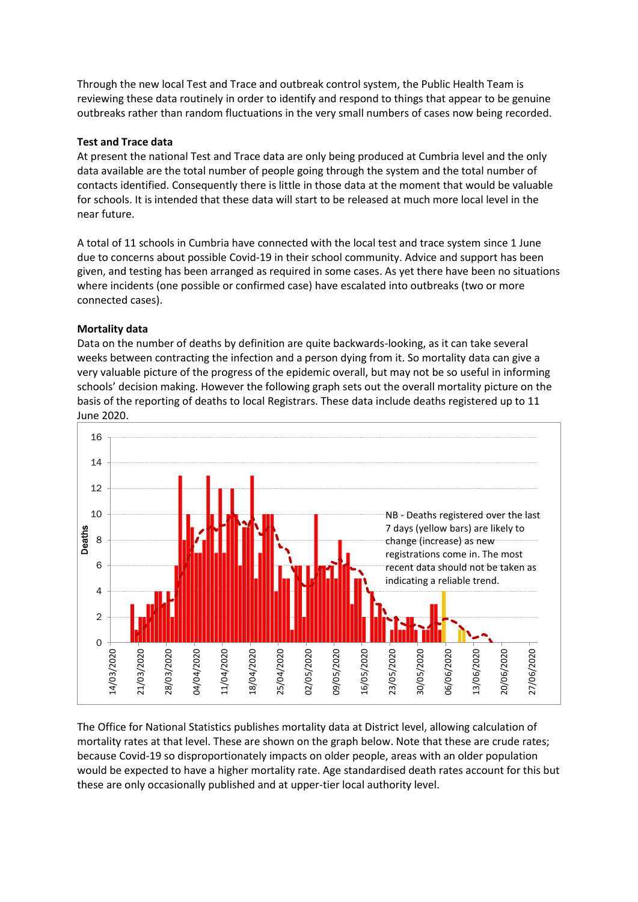Through the new local Test and Trace and outbreak control system, the Public Health Team is reviewing these data routinely in order to identify and respond to things that appear to be genuine outbreaks rather than random fluctuations in the very small numbers of cases now being recorded.

**Test and Trace data**

At present the national Test and Trace data are only being produced at Cumbria level and the only data available are the total number of people going through the system and the total number of contacts identified. Consequently there is little in those data at the moment that would be valuable for schools. It is intended that these data will start to be released at much more local level in the near future.

A total of 11 schools in Cumbria have connected with the local test and trace system since 1 June due to concerns about possible Covid-19 in their school community. Advice and support has been given, and testing has been arranged as required in some cases. As yet there have been no situations where incidents (one possible or confirmed case) have escalated into outbreaks (two or more connected cases).

**Mortality data**

Data on the number of deaths by definition are quite backwards-looking, as it can take several weeks between contracting the infection and a person dying from it. So mortality data can give a very valuable picture of the progress of the epidemic overall, but may not be so useful in informing schools' decision making. However the following graph sets out the overall mortality picture on the basis of the reporting of deaths to local Registrars. These data include deaths registered up to 11 June 2020.

NB - Deaths registered over the last 7 days (yellow bars) are likely to change (increase) as new registrations come in. The most recent data should not be taken as indicating a reliable trend.

The Office for National Statistics publishes mortality data at District level, allowing calculation of mortality rates at that level. These are shown on the graph below. Note that these are crude rates; because Covid-19 so disproportionately impacts on older people, areas with an older population would be expected to have a higher mortality rate. Age standardised death rates account for this but these are only occasionally published and at upper-tier local authority level.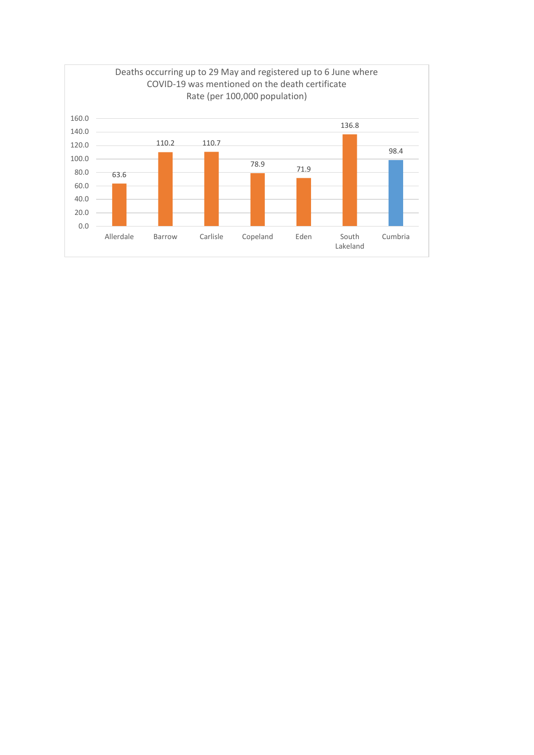Deaths occurring up to 29 May and registered up to 6 June where COVID-19 was mentioned on the death certificate
Rate (per 100,000 population)

160.0
140.0
120.0
100.0
80.0
60.0
40.0
20.0
0.0

63.6
110.2
110.7
78.9
71.9
136.8
98.4

Allerdale
Barrow
Carlisle
Copeland
Eden
South Lakeland
Cumbria